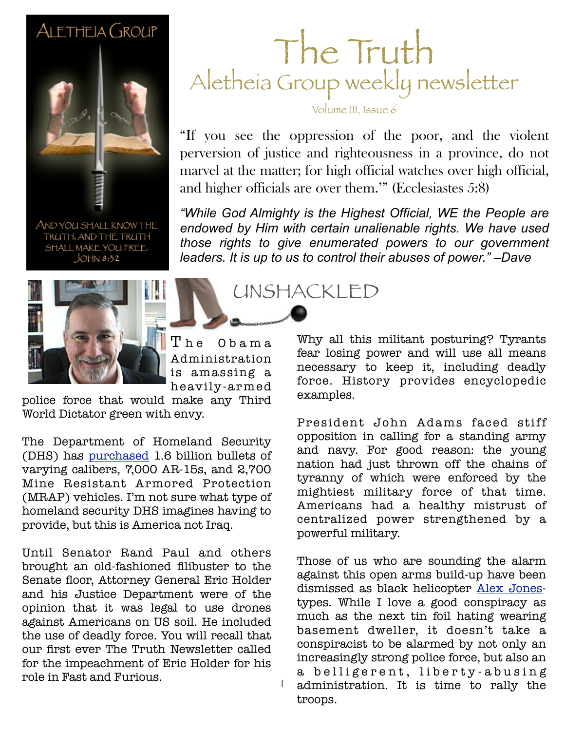ALETHEIA GROUP

AND YOU SHALL KNOW THE TRUTH, AND THE TRUTH SHALL MAKE YOU FREE. JOHN 8:32

# The Truth

## Aletheia Group weekly newsletter

Volume III, Issue 6

"If you see the oppression of the poor, and the violent perversion of justice and righteousness in a province, do not marvel at the matter; for high official watches over high official, and higher officials are over them.'" (Ecclesiastes 5:8)

*"While God Almighty is the Highest Official, WE the People are endowed by Him with certain unalienable rights. We have used those rights to give enumerated powers to our government leaders. It is up to us to control their abuses of power." –Dave*

## UNSHACKLED

The Obama Administration is amassing a heavily-armed police force that would make any Third World Dictator green with envy.

The Department of Homeland Security (DHS) has purchased 1.6 billion bullets of varying calibers, 7,000 AR-15s, and 2,700 Mine Resistant Armored Protection (MRAP) vehicles. I'm not sure what type of homeland security DHS imagines having to provide, but this is America not Iraq.

Until Senator Rand Paul and others brought an old-fashioned filibuster to the Senate floor, Attorney General Eric Holder and his Justice Department were of the opinion that it was legal to use drones against Americans on US soil. He included the use of deadly force. You will recall that our first ever The Truth Newsletter called for the impeachment of Eric Holder for his role in Fast and Furious.

Why all this militant posturing? Tyrants fear losing power and will use all means necessary to keep it, including deadly force. History provides encyclopedic examples.

President John Adams faced stiff opposition in calling for a standing army and navy. For good reason: the young nation had just thrown off the chains of tyranny of which were enforced by the mightiest military force of that time. Americans had a healthy mistrust of centralized power strengthened by a powerful military.

Those of us who are sounding the alarm against this open arms build-up have been dismissed as black helicopter Alex Jones-types. While I love a good conspiracy as much as the next tin foil hating wearing basement dweller, it doesn't take a conspiracist to be alarmed by not only an increasingly strong police force, but also an a belligerent, liberty-abusing administration. It is time to rally the troops.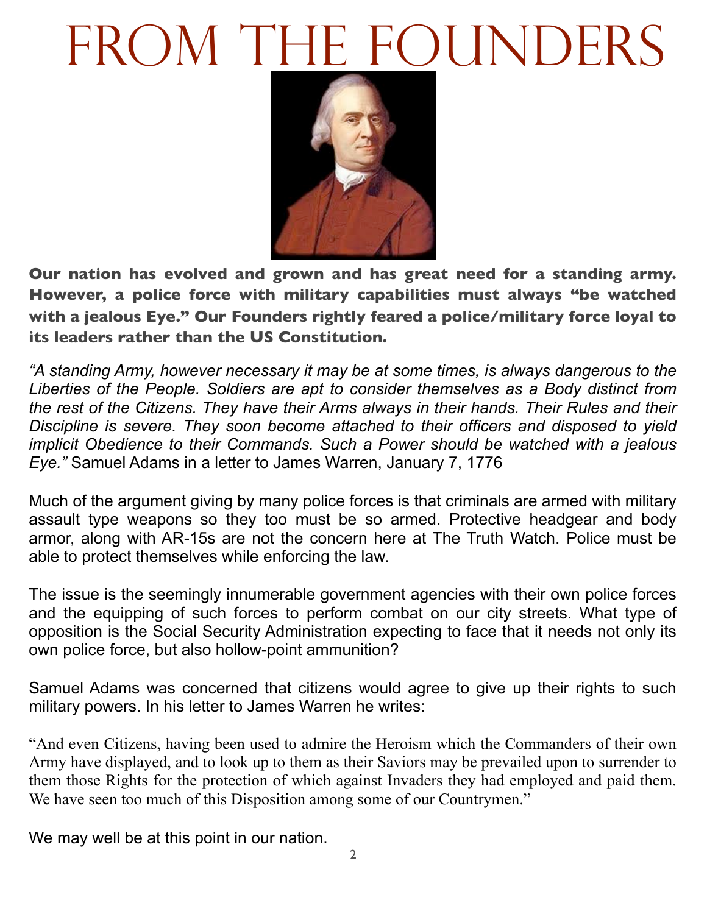# From the Founders

**Our nation has evolved and grown and has great need for a standing army. However, a police force with military capabilities must always "be watched with a jealous Eye." Our Founders rightly feared a police/military force loyal to its leaders rather than the US Constitution.**

*"A standing Army, however necessary it may be at some times, is always dangerous to the Liberties of the People. Soldiers are apt to consider themselves as a Body distinct from the rest of the Citizens. They have their Arms always in their hands. Their Rules and their Discipline is severe. They soon become attached to their officers and disposed to yield implicit Obedience to their Commands. Such a Power should be watched with a jealous Eye."* Samuel Adams in a letter to James Warren, January 7, 1776

Much of the argument giving by many police forces is that criminals are armed with military assault type weapons so they too must be so armed. Protective headgear and body armor, along with AR-15s are not the concern here at The Truth Watch. Police must be able to protect themselves while enforcing the law.

The issue is the seemingly innumerable government agencies with their own police forces and the equipping of such forces to perform combat on our city streets. What type of opposition is the Social Security Administration expecting to face that it needs not only its own police force, but also hollow-point ammunition?

Samuel Adams was concerned that citizens would agree to give up their rights to such military powers. In his letter to James Warren he writes:

"And even Citizens, having been used to admire the Heroism which the Commanders of their own Army have displayed, and to look up to them as their Saviors may be prevailed upon to surrender to them those Rights for the protection of which against Invaders they had employed and paid them. We have seen too much of this Disposition among some of our Countrymen."

We may well be at this point in our nation.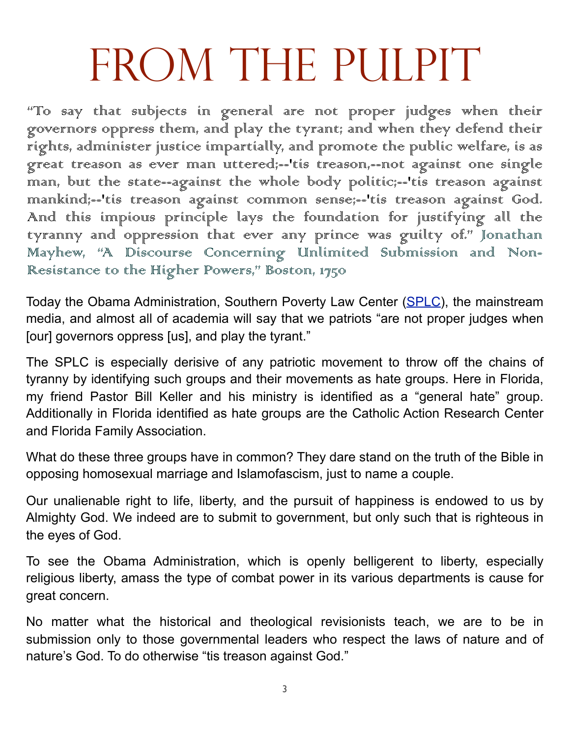# From the Pulpit

"To say that subjects in general are not proper judges when their governors oppress them, and play the tyrant; and when they defend their rights, administer justice impartially, and promote the public welfare, is as great treason as ever man uttered;--'tis treason,--not against one single man, but the state--against the whole body politic;--'tis treason against mankind;--'tis treason against common sense;--'tis treason against God. And this impious principle lays the foundation for justifying all the tyranny and oppression that ever any prince was guilty of." Jonathan Mayhew, "A Discourse Concerning Unlimited Submission and Non-Resistance to the Higher Powers," Boston, 1750

Today the Obama Administration, Southern Poverty Law Center (SPLC), the mainstream media, and almost all of academia will say that we patriots "are not proper judges when [our] governors oppress [us], and play the tyrant."

The SPLC is especially derisive of any patriotic movement to throw off the chains of tyranny by identifying such groups and their movements as hate groups. Here in Florida, my friend Pastor Bill Keller and his ministry is identified as a "general hate" group. Additionally in Florida identified as hate groups are the Catholic Action Research Center and Florida Family Association.

What do these three groups have in common? They dare stand on the truth of the Bible in opposing homosexual marriage and Islamofascism, just to name a couple.

Our unalienable right to life, liberty, and the pursuit of happiness is endowed to us by Almighty God. We indeed are to submit to government, but only such that is righteous in the eyes of God.

To see the Obama Administration, which is openly belligerent to liberty, especially religious liberty, amass the type of combat power in its various departments is cause for great concern.

No matter what the historical and theological revisionists teach, we are to be in submission only to those governmental leaders who respect the laws of nature and of nature's God. To do otherwise "tis treason against God."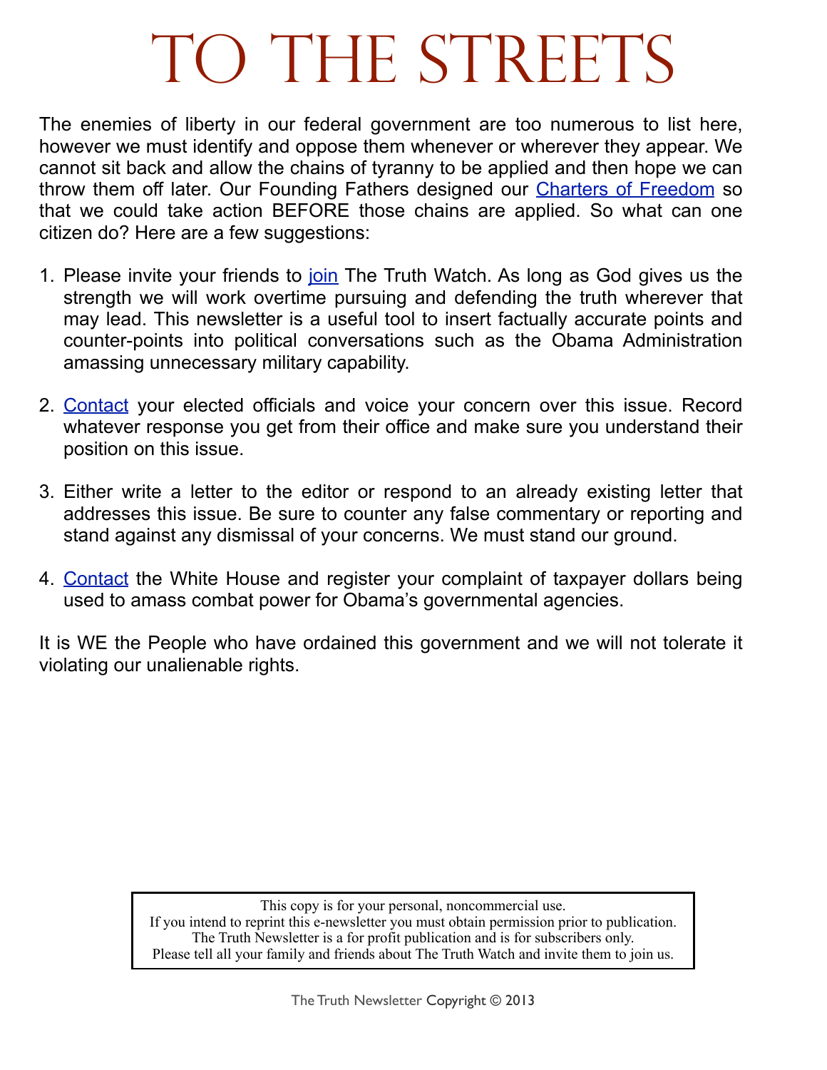# TO THE STREETS

The enemies of liberty in our federal government are too numerous to list here, however we must identify and oppose them whenever or wherever they appear. We cannot sit back and allow the chains of tyranny to be applied and then hope we can throw them off later. Our Founding Fathers designed our Charters of Freedom so that we could take action BEFORE those chains are applied. So what can one citizen do? Here are a few suggestions:

1. Please invite your friends to join The Truth Watch. As long as God gives us the strength we will work overtime pursuing and defending the truth wherever that may lead. This newsletter is a useful tool to insert factually accurate points and counter-points into political conversations such as the Obama Administration amassing unnecessary military capability.

2. Contact your elected officials and voice your concern over this issue. Record whatever response you get from their office and make sure you understand their position on this issue.

3. Either write a letter to the editor or respond to an already existing letter that addresses this issue. Be sure to counter any false commentary or reporting and stand against any dismissal of your concerns. We must stand our ground.

4. Contact the White House and register your complaint of taxpayer dollars being used to amass combat power for Obama's governmental agencies.

It is WE the People who have ordained this government and we will not tolerate it violating our unalienable rights.

This copy is for your personal, noncommercial use.
If you intend to reprint this e-newsletter you must obtain permission prior to publication.
The Truth Newsletter is a for profit publication and is for subscribers only.
Please tell all your family and friends about The Truth Watch and invite them to join us.

The Truth Newsletter Copyright © 2013